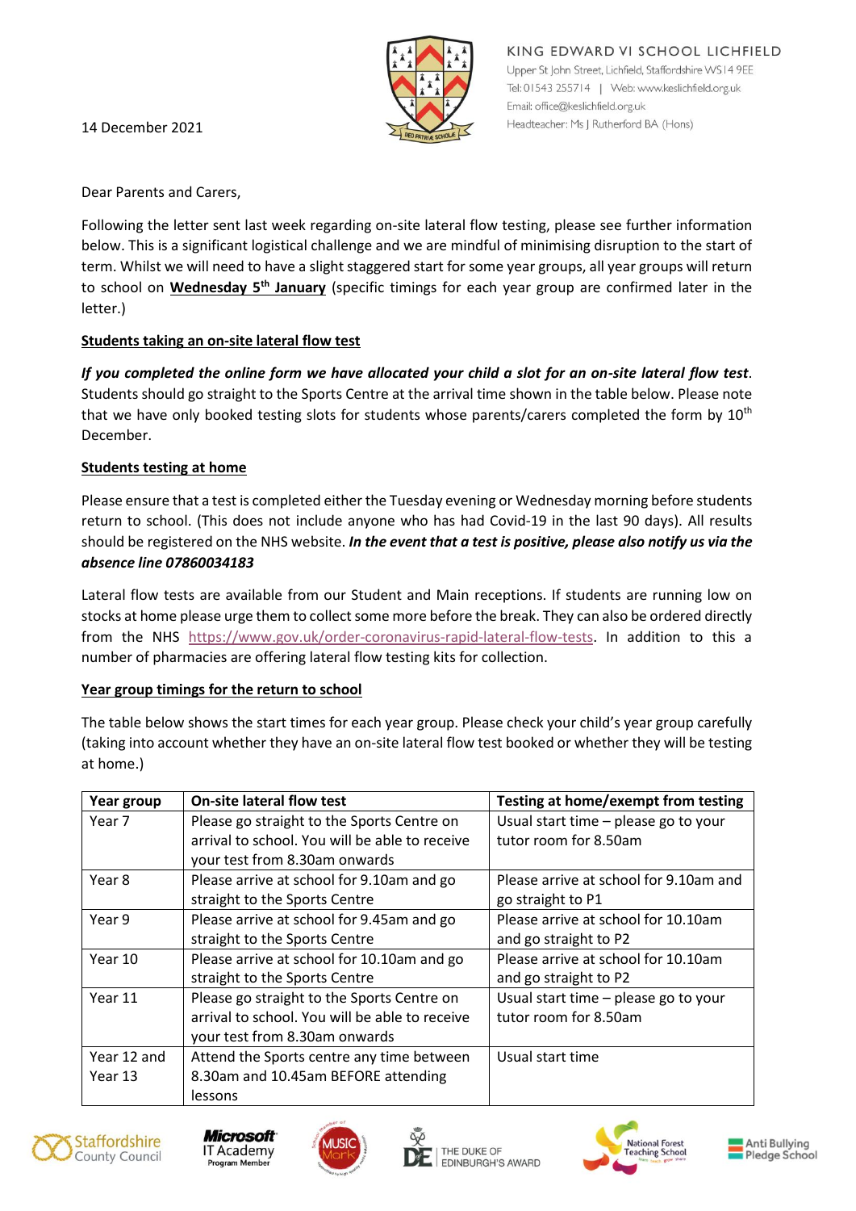KING EDWARD VI SCHOOL LICHFIELD
Upper St John Street, Lichfield, Staffordshire WS14 9EE
Tel: 01543 255714 | Web: www.keslichfield.org.uk
Email: office@keslichfield.org.uk
Headteacher: Ms J Rutherford BA (Hons)

14 December 2021

Dear Parents and Carers,

Following the letter sent last week regarding on-site lateral flow testing, please see further information below. This is a significant logistical challenge and we are mindful of minimising disruption to the start of term. Whilst we will need to have a slight staggered start for some year groups, all year groups will return to school on **Wednesday 5th January** (specific timings for each year group are confirmed later in the letter.)

**Students taking an on-site lateral flow test**

***If you completed the online form we have allocated your child a slot for an on-site lateral flow test***. Students should go straight to the Sports Centre at the arrival time shown in the table below. Please note that we have only booked testing slots for students whose parents/carers completed the form by 10th December.

**Students testing at home**

Please ensure that a test is completed either the Tuesday evening or Wednesday morning before students return to school. (This does not include anyone who has had Covid-19 in the last 90 days). All results should be registered on the NHS website. ***In the event that a test is positive, please also notify us via the absence line 07860034183***

Lateral flow tests are available from our Student and Main receptions. If students are running low on stocks at home please urge them to collect some more before the break. They can also be ordered directly from the NHS https://www.gov.uk/order-coronavirus-rapid-lateral-flow-tests. In addition to this a number of pharmacies are offering lateral flow testing kits for collection.

**Year group timings for the return to school**

The table below shows the start times for each year group. Please check your child's year group carefully (taking into account whether they have an on-site lateral flow test booked or whether they will be testing at home.)

| Year group | On-site lateral flow test | Testing at home/exempt from testing |
|---|---|---|
| Year 7 | Please go straight to the Sports Centre on arrival to school. You will be able to receive your test from 8.30am onwards | Usual start time – please go to your tutor room for 8.50am |
| Year 8 | Please arrive at school for 9.10am and go straight to the Sports Centre | Please arrive at school for 9.10am and go straight to P1 |
| Year 9 | Please arrive at school for 9.45am and go straight to the Sports Centre | Please arrive at school for 10.10am and go straight to P2 |
| Year 10 | Please arrive at school for 10.10am and go straight to the Sports Centre | Please arrive at school for 10.10am and go straight to P2 |
| Year 11 | Please go straight to the Sports Centre on arrival to school. You will be able to receive your test from 8.30am onwards | Usual start time – please go to your tutor room for 8.50am |
| Year 12 and Year 13 | Attend the Sports centre any time between 8.30am and 10.45am BEFORE attending lessons | Usual start time |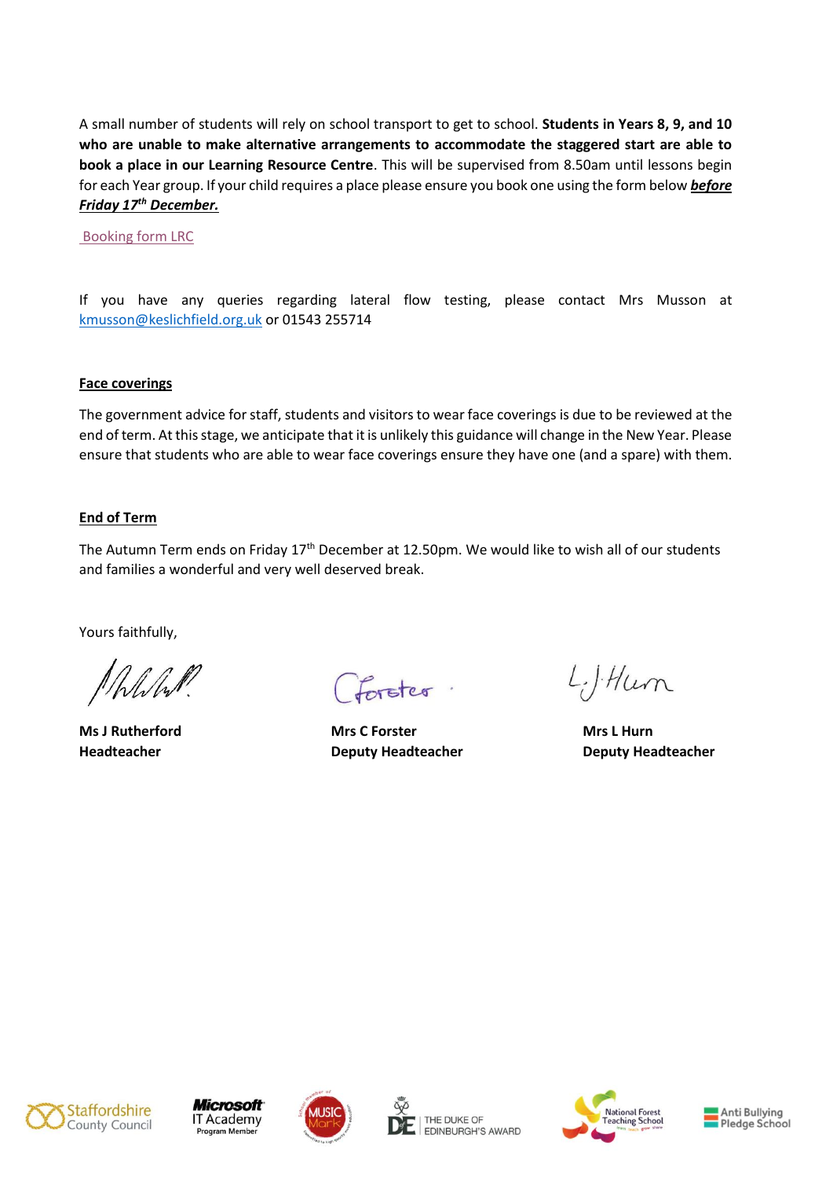A small number of students will rely on school transport to get to school. **Students in Years 8, 9, and 10 who are unable to make alternative arrangements to accommodate the staggered start are able to book a place in our Learning Resource Centre**. This will be supervised from 8.50am until lessons begin for each Year group. If your child requires a place please ensure you book one using the form below ***before Friday 17th December.***

Booking form LRC

If you have any queries regarding lateral flow testing, please contact Mrs Musson at kmusson@keslichfield.org.uk or 01543 255714

**Face coverings**

The government advice for staff, students and visitors to wear face coverings is due to be reviewed at the end of term. At this stage, we anticipate that it is unlikely this guidance will change in the New Year. Please ensure that students who are able to wear face coverings ensure they have one (and a spare) with them.

**End of Term**

The Autumn Term ends on Friday 17th December at 12.50pm. We would like to wish all of our students and families a wonderful and very well deserved break.

Yours faithfully,

**Ms J Rutherford**
**Headteacher**

**Mrs C Forster**
**Deputy Headteacher**

**Mrs L Hurn**
**Deputy Headteacher**